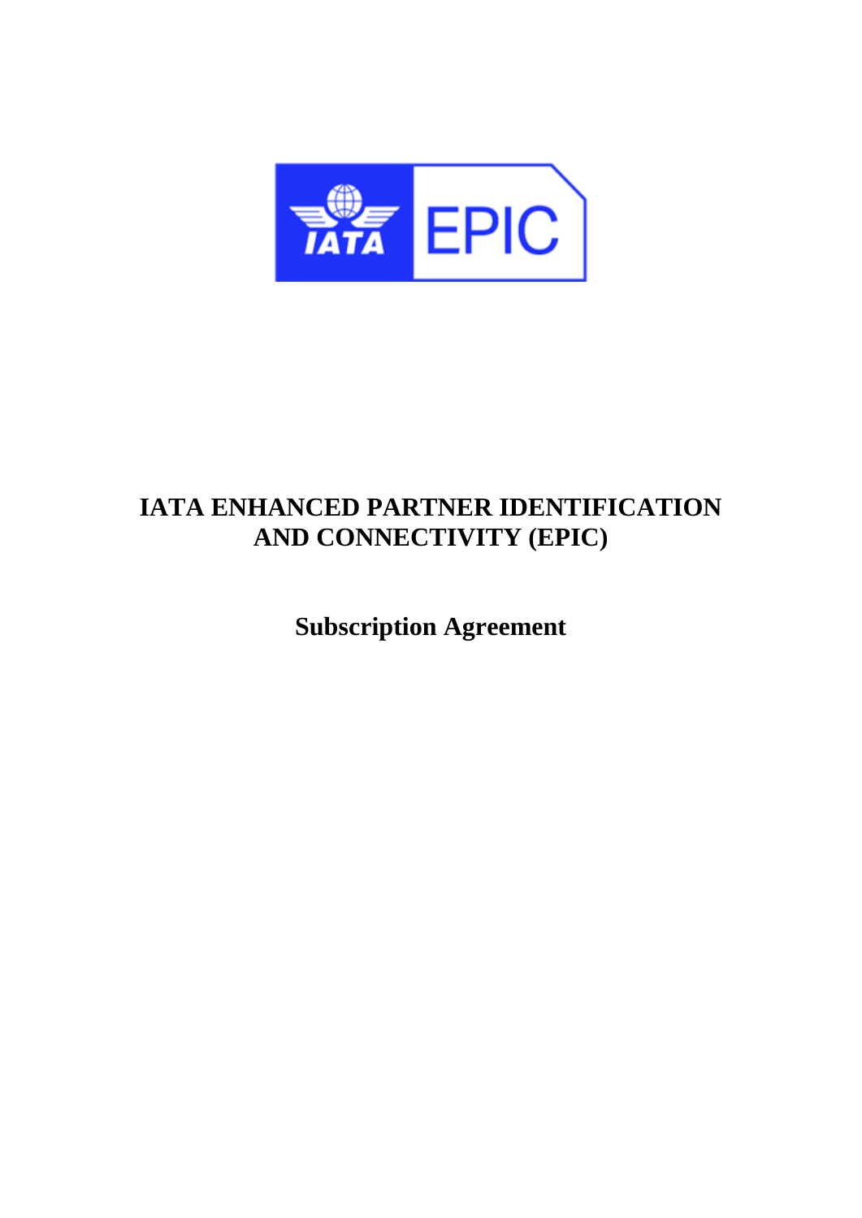# IATA ENHANCED PARTNER IDENTIFICATION AND CONNECTIVITY (EPIC)

## Subscription Agreement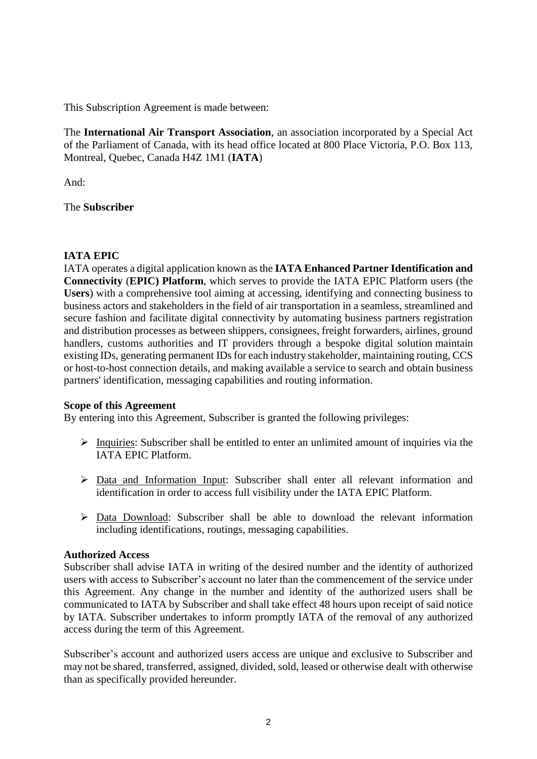This Subscription Agreement is made between:

The **International Air Transport Association**, an association incorporated by a Special Act of the Parliament of Canada, with its head office located at 800 Place Victoria, P.O. Box 113, Montreal, Quebec, Canada H4Z 1M1 (**IATA**)

And:

The **Subscriber**

**IATA EPIC**

IATA operates a digital application known as the **IATA Enhanced Partner Identification and Connectivity** (**EPIC) Platform**, which serves to provide the IATA EPIC Platform users (the **Users**) with a comprehensive tool aiming at accessing, identifying and connecting business to business actors and stakeholders in the field of air transportation in a seamless, streamlined and secure fashion and facilitate digital connectivity by automating business partners registration and distribution processes as between shippers, consignees, freight forwarders, airlines, ground handlers, customs authorities and IT providers through a bespoke digital solution maintain existing IDs, generating permanent IDs for each industry stakeholder, maintaining routing, CCS or host-to-host connection details, and making available a service to search and obtain business partners' identification, messaging capabilities and routing information.

**Scope of this Agreement**

By entering into this Agreement, Subscriber is granted the following privileges:

- Inquiries: Subscriber shall be entitled to enter an unlimited amount of inquiries via the IATA EPIC Platform.
- Data and Information Input: Subscriber shall enter all relevant information and identification in order to access full visibility under the IATA EPIC Platform.
- Data Download: Subscriber shall be able to download the relevant information including identifications, routings, messaging capabilities.

**Authorized Access**

Subscriber shall advise IATA in writing of the desired number and the identity of authorized users with access to Subscriber's account no later than the commencement of the service under this Agreement. Any change in the number and identity of the authorized users shall be communicated to IATA by Subscriber and shall take effect 48 hours upon receipt of said notice by IATA. Subscriber undertakes to inform promptly IATA of the removal of any authorized access during the term of this Agreement.

Subscriber's account and authorized users access are unique and exclusive to Subscriber and may not be shared, transferred, assigned, divided, sold, leased or otherwise dealt with otherwise than as specifically provided hereunder.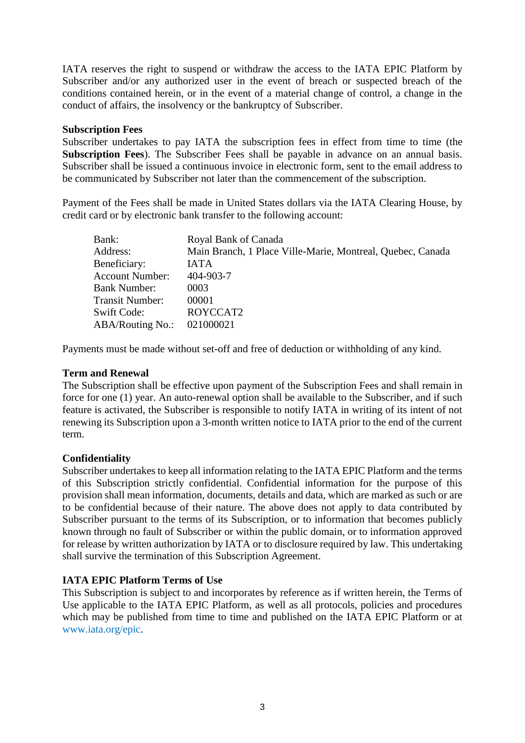IATA reserves the right to suspend or withdraw the access to the IATA EPIC Platform by Subscriber and/or any authorized user in the event of breach or suspected breach of the conditions contained herein, or in the event of a material change of control, a change in the conduct of affairs, the insolvency or the bankruptcy of Subscriber.

**Subscription Fees**

Subscriber undertakes to pay IATA the subscription fees in effect from time to time (the **Subscription Fees**). The Subscriber Fees shall be payable in advance on an annual basis. Subscriber shall be issued a continuous invoice in electronic form, sent to the email address to be communicated by Subscriber not later than the commencement of the subscription.

Payment of the Fees shall be made in United States dollars via the IATA Clearing House, by credit card or by electronic bank transfer to the following account:

| | |
|---|---|
| Bank: | Royal Bank of Canada |
| Address: | Main Branch, 1 Place Ville-Marie, Montreal, Quebec, Canada |
| Beneficiary: | IATA |
| Account Number: | 404-903-7 |
| Bank Number: | 0003 |
| Transit Number: | 00001 |
| Swift Code: | ROYCCAT2 |
| ABA/Routing No.: | 021000021 |

Payments must be made without set-off and free of deduction or withholding of any kind.

**Term and Renewal**

The Subscription shall be effective upon payment of the Subscription Fees and shall remain in force for one (1) year. An auto-renewal option shall be available to the Subscriber, and if such feature is activated, the Subscriber is responsible to notify IATA in writing of its intent of not renewing its Subscription upon a 3-month written notice to IATA prior to the end of the current term.

**Confidentiality**

Subscriber undertakes to keep all information relating to the IATA EPIC Platform and the terms of this Subscription strictly confidential. Confidential information for the purpose of this provision shall mean information, documents, details and data, which are marked as such or are to be confidential because of their nature. The above does not apply to data contributed by Subscriber pursuant to the terms of its Subscription, or to information that becomes publicly known through no fault of Subscriber or within the public domain, or to information approved for release by written authorization by IATA or to disclosure required by law. This undertaking shall survive the termination of this Subscription Agreement.

**IATA EPIC Platform Terms of Use**

This Subscription is subject to and incorporates by reference as if written herein, the Terms of Use applicable to the IATA EPIC Platform, as well as all protocols, policies and procedures which may be published from time to time and published on the IATA EPIC Platform or at www.iata.org/epic.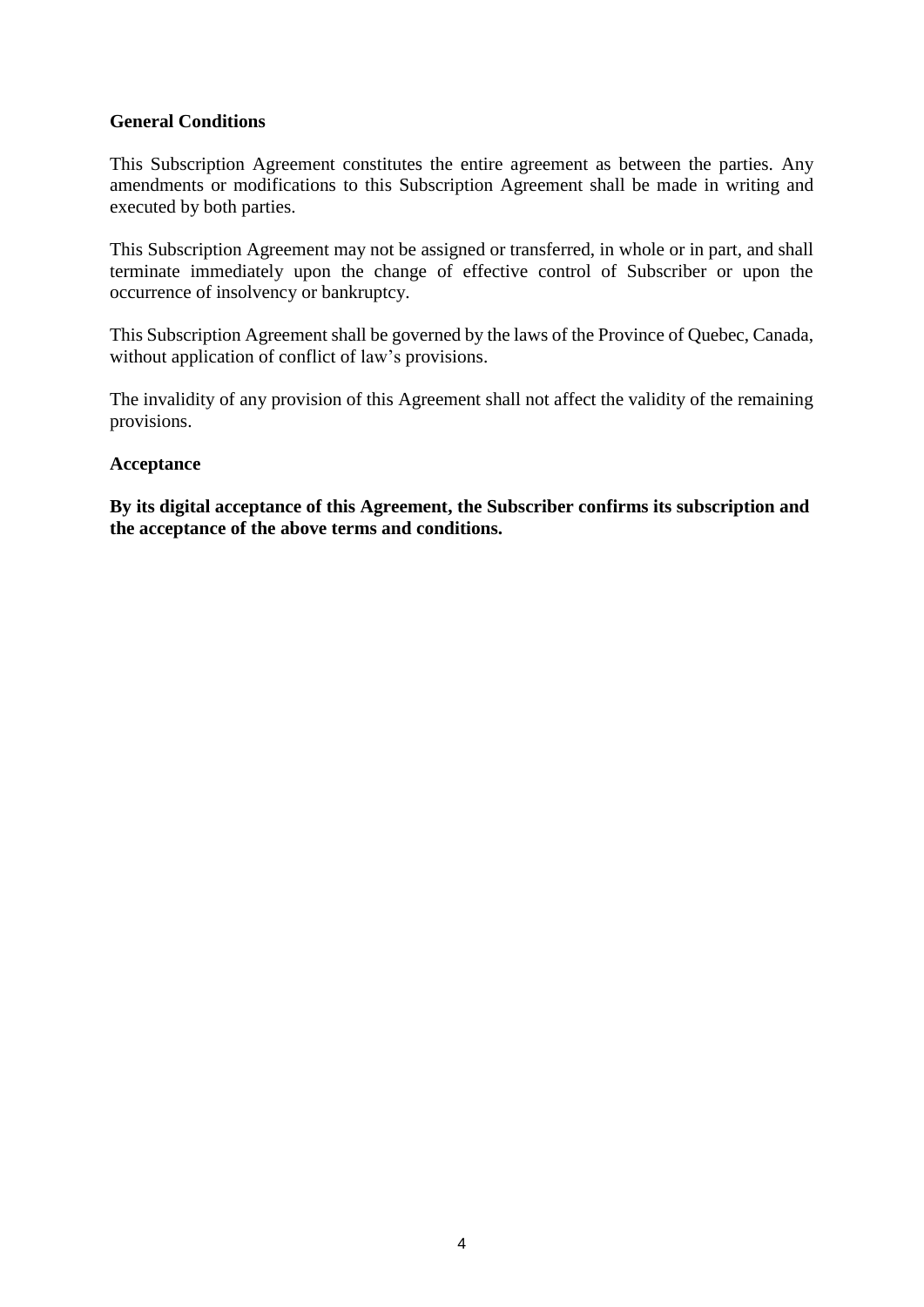**General Conditions**

This Subscription Agreement constitutes the entire agreement as between the parties. Any amendments or modifications to this Subscription Agreement shall be made in writing and executed by both parties.

This Subscription Agreement may not be assigned or transferred, in whole or in part, and shall terminate immediately upon the change of effective control of Subscriber or upon the occurrence of insolvency or bankruptcy.

This Subscription Agreement shall be governed by the laws of the Province of Quebec, Canada, without application of conflict of law's provisions.

The invalidity of any provision of this Agreement shall not affect the validity of the remaining provisions.

**Acceptance**

**By its digital acceptance of this Agreement, the Subscriber confirms its subscription and the acceptance of the above terms and conditions.**